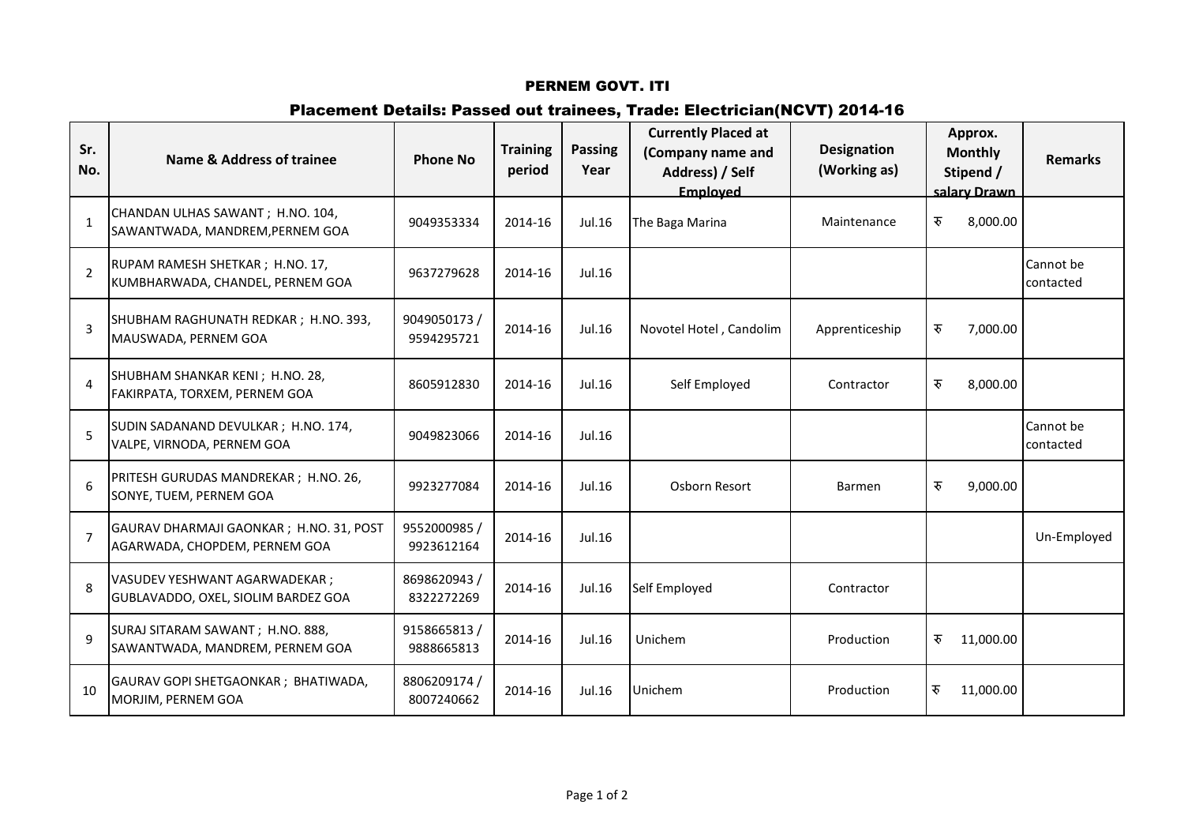# PERNEM GOVT. ITI

## Placement Details: Passed out trainees, Trade: Electrician(NCVT) 2014-16

| Sr. No. | Name & Address of trainee | Phone No | Training period | Passing Year | Currently Placed at (Company name and Address) / Self Employed | Designation (Working as) | Approx. Monthly Stipend / salary Drawn | Remarks |
|---|---|---|---|---|---|---|---|---|
| 1 | CHANDAN ULHAS SAWANT ; H.NO. 104, SAWANTWADA, MANDREM,PERNEM GOA | 9049353334 | 2014-16 | Jul.16 | The Baga Marina | Maintenance | ₹ 8,000.00 | |
| 2 | RUPAM RAMESH SHETKAR ; H.NO. 17, KUMBHARWADA, CHANDEL, PERNEM GOA | 9637279628 | 2014-16 | Jul.16 | | | | Cannot be contacted |
| 3 | SHUBHAM RAGHUNATH REDKAR ; H.NO. 393, MAUSWADA, PERNEM GOA | 9049050173 / 9594295721 | 2014-16 | Jul.16 | Novotel Hotel , Candolim | Apprenticeship | ₹ 7,000.00 | |
| 4 | SHUBHAM SHANKAR KENI ; H.NO. 28, FAKIRPATA, TORXEM, PERNEM GOA | 8605912830 | 2014-16 | Jul.16 | Self Employed | Contractor | ₹ 8,000.00 | |
| 5 | SUDIN SADANAND DEVULKAR ; H.NO. 174, VALPE, VIRNODA, PERNEM GOA | 9049823066 | 2014-16 | Jul.16 | | | | Cannot be contacted |
| 6 | PRITESH GURUDAS MANDREKAR ; H.NO. 26, SONYE, TUEM, PERNEM GOA | 9923277084 | 2014-16 | Jul.16 | Osborn Resort | Barmen | ₹ 9,000.00 | |
| 7 | GAURAV DHARMAJI GAONKAR ; H.NO. 31, POST AGARWADA, CHOPDEM, PERNEM GOA | 9552000985 / 9923612164 | 2014-16 | Jul.16 | | | | Un-Employed |
| 8 | VASUDEV YESHWANT AGARWADEKAR ; GUBLAVADDO, OXEL, SIOLIM BARDEZ GOA | 8698620943 / 8322272269 | 2014-16 | Jul.16 | Self Employed | Contractor | | |
| 9 | SURAJ SITARAM SAWANT ; H.NO. 888, SAWANTWADA, MANDREM, PERNEM GOA | 9158665813 / 9888665813 | 2014-16 | Jul.16 | Unichem | Production | ₹ 11,000.00 | |
| 10 | GAURAV GOPI SHETGAONKAR ; BHATIWADA, MORJIM, PERNEM GOA | 8806209174 / 8007240662 | 2014-16 | Jul.16 | Unichem | Production | ₹ 11,000.00 | |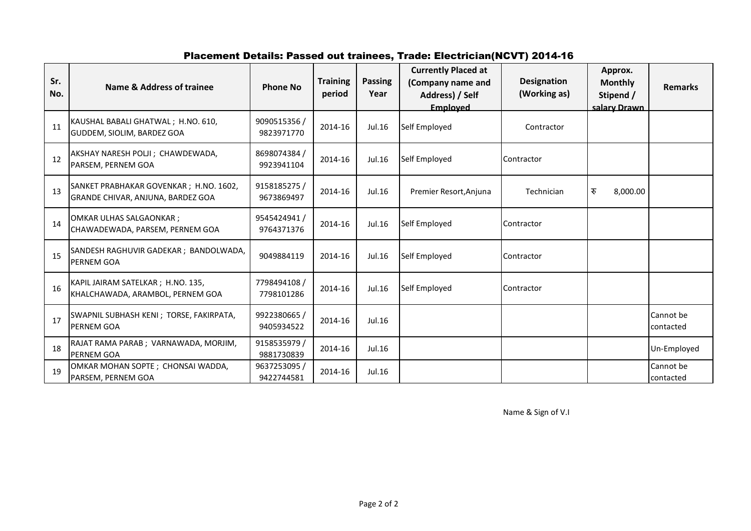## Placement Details: Passed out trainees, Trade: Electrician(NCVT) 2014-16

| Sr. No. | Name & Address of trainee | Phone No | Training period | Passing Year | Currently Placed at (Company name and Address) / Self Employed | Designation (Working as) | Approx. Monthly Stipend / salary Drawn | Remarks |
|---|---|---|---|---|---|---|---|---|
| 11 | KAUSHAL BABALI GHATWAL ; H.NO. 610, GUDDEM, SIOLIM, BARDEZ GOA | 9090515356 / 9823971770 | 2014-16 | Jul.16 | Self Employed | Contractor | | |
| 12 | AKSHAY NARESH POLJI ; CHAWDEWADA, PARSEM, PERNEM GOA | 8698074384 / 9923941104 | 2014-16 | Jul.16 | Self Employed | Contractor | | |
| 13 | SANKET PRABHAKAR GOVENKAR ; H.NO. 1602, GRANDE CHIVAR, ANJUNA, BARDEZ GOA | 9158185275 / 9673869497 | 2014-16 | Jul.16 | Premier Resort,Anjuna | Technician | रु 8,000.00 | |
| 14 | OMKAR ULHAS SALGAONKAR ; CHAWADEWADA, PARSEM, PERNEM GOA | 9545424941 / 9764371376 | 2014-16 | Jul.16 | Self Employed | Contractor | | |
| 15 | SANDESH RAGHUVIR GADEKAR ; BANDOLWADA, PERNEM GOA | 9049884119 | 2014-16 | Jul.16 | Self Employed | Contractor | | |
| 16 | KAPIL JAIRAM SATELKAR ; H.NO. 135, KHALCHAWADA, ARAMBOL, PERNEM GOA | 7798494108 / 7798101286 | 2014-16 | Jul.16 | Self Employed | Contractor | | |
| 17 | SWAPNIL SUBHASH KENI ; TORSE, FAKIRPATA, PERNEM GOA | 9922380665 / 9405934522 | 2014-16 | Jul.16 | | | | Cannot be contacted |
| 18 | RAJAT RAMA PARAB ; VARNAWADA, MORJIM, PERNEM GOA | 9158535979 / 9881730839 | 2014-16 | Jul.16 | | | | Un-Employed |
| 19 | OMKAR MOHAN SOPTE ; CHONSAI WADDA, PARSEM, PERNEM GOA | 9637253095 / 9422744581 | 2014-16 | Jul.16 | | | | Cannot be contacted |

Name & Sign of V.I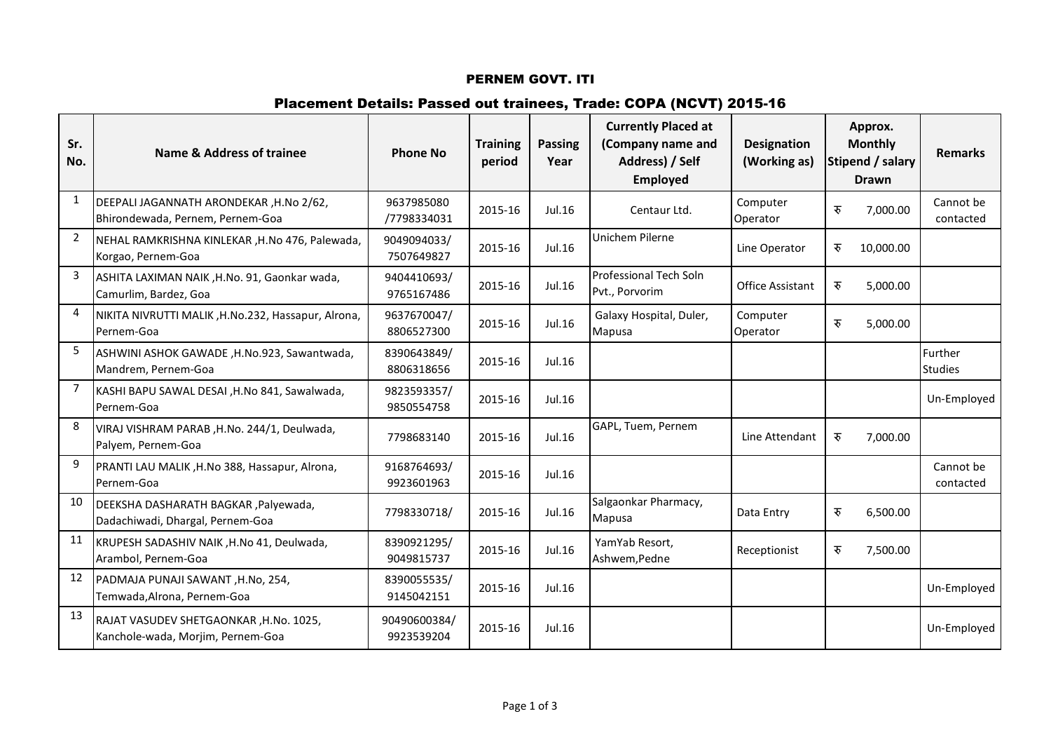# PERNEM GOVT. ITI

## Placement Details: Passed out trainees, Trade: COPA (NCVT) 2015-16

| Sr. No. | Name & Address of trainee | Phone No | Training period | Passing Year | Currently Placed at (Company name and Address) / Self Employed | Designation (Working as) | Approx. Monthly Stipend / salary Drawn | Remarks |
|---|---|---|---|---|---|---|---|---|
| 1 | DEEPALI JAGANNATH ARONDEKAR ,H.No 2/62, Bhirondewada, Pernem, Pernem-Goa | 9637985080 /7798334031 | 2015-16 | Jul.16 | Centaur Ltd. | Computer Operator | रु 7,000.00 | Cannot be contacted |
| 2 | NEHAL RAMKRISHNA KINLEKAR ,H.No 476, Palewada, Korgao, Pernem-Goa | 9049094033/ 7507649827 | 2015-16 | Jul.16 | Unichem Pilerne | Line Operator | रु 10,000.00 | |
| 3 | ASHITA LAXIMAN NAIK ,H.No. 91, Gaonkar wada, Camurlim, Bardez, Goa | 9404410693/ 9765167486 | 2015-16 | Jul.16 | Professional Tech Soln Pvt., Porvorim | Office Assistant | रु 5,000.00 | |
| 4 | NIKITA NIVRUTTI MALIK ,H.No.232, Hassapur, Alrona, Pernem-Goa | 9637670047/ 8806527300 | 2015-16 | Jul.16 | Galaxy Hospital, Duler, Mapusa | Computer Operator | रु 5,000.00 | |
| 5 | ASHWINI ASHOK GAWADE ,H.No.923, Sawantwada, Mandrem, Pernem-Goa | 8390643849/ 8806318656 | 2015-16 | Jul.16 | | | | Further Studies |
| 7 | KASHI BAPU SAWAL DESAI ,H.No 841, Sawalwada, Pernem-Goa | 9823593357/ 9850554758 | 2015-16 | Jul.16 | | | | Un-Employed |
| 8 | VIRAJ VISHRAM PARAB ,H.No. 244/1, Deulwada, Palyem, Pernem-Goa | 7798683140 | 2015-16 | Jul.16 | GAPL, Tuem, Pernem | Line Attendant | रु 7,000.00 | |
| 9 | PRANTI LAU MALIK ,H.No 388, Hassapur, Alrona, Pernem-Goa | 9168764693/ 9923601963 | 2015-16 | Jul.16 | | | | Cannot be contacted |
| 10 | DEEKSHA DASHARATH BAGKAR ,Palyewada, Dadachiwadi, Dhargal, Pernem-Goa | 7798330718/ | 2015-16 | Jul.16 | Salgaonkar Pharmacy, Mapusa | Data Entry | रु 6,500.00 | |
| 11 | KRUPESH SADASHIV NAIK ,H.No 41, Deulwada, Arambol, Pernem-Goa | 8390921295/ 9049815737 | 2015-16 | Jul.16 | YamYab Resort, Ashwem,Pedne | Receptionist | रु 7,500.00 | |
| 12 | PADMAJA PUNAJI SAWANT ,H.No, 254, Temwada,Alrona, Pernem-Goa | 8390055535/ 9145042151 | 2015-16 | Jul.16 | | | | Un-Employed |
| 13 | RAJAT VASUDEV SHETGAONKAR ,H.No. 1025, Kanchole-wada, Morjim, Pernem-Goa | 90490600384/ 9923539204 | 2015-16 | Jul.16 | | | | Un-Employed |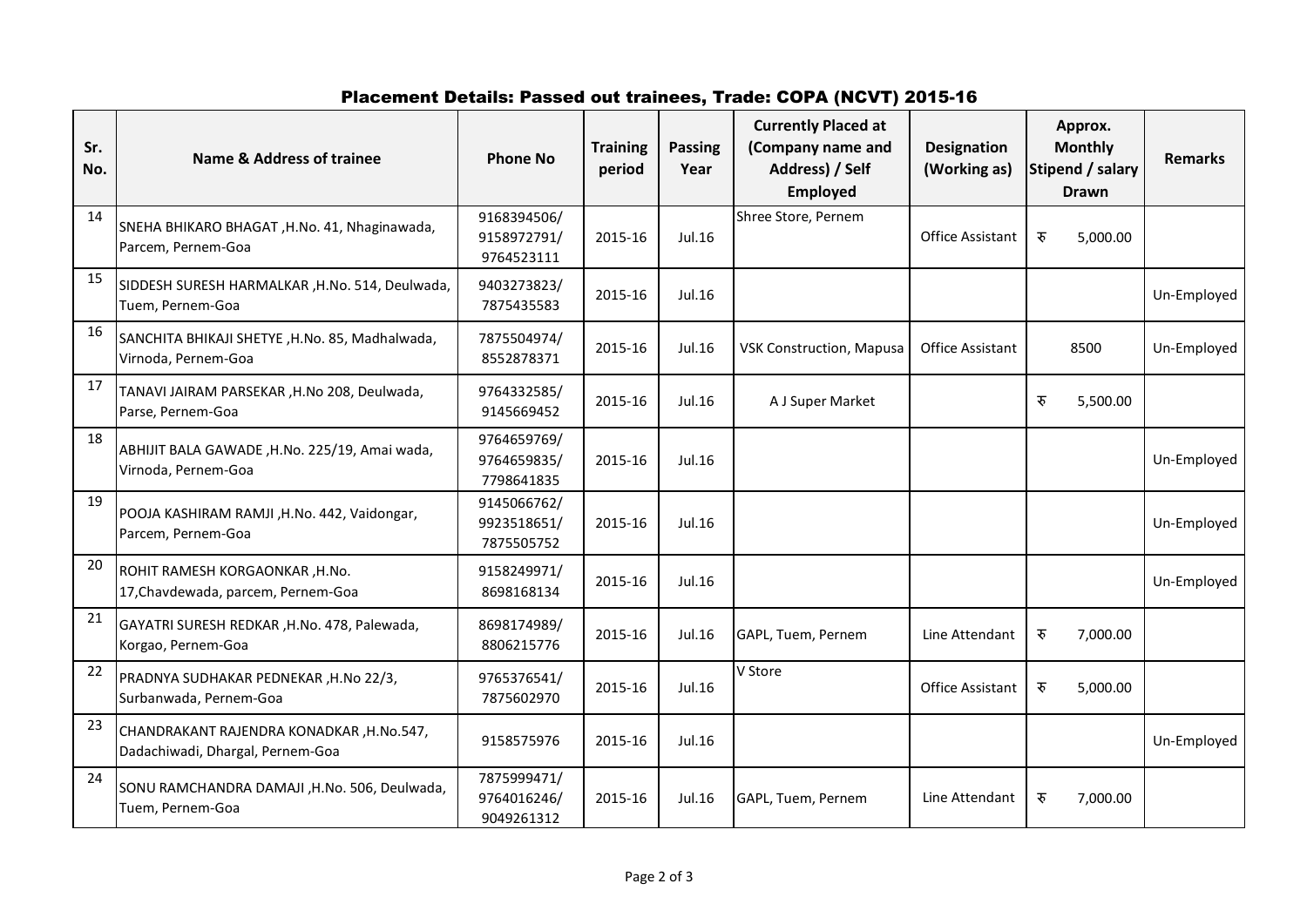## Placement Details: Passed out trainees, Trade: COPA (NCVT) 2015-16

| Sr. No. | Name & Address of trainee | Phone No | Training period | Passing Year | Currently Placed at (Company name and Address) / Self Employed | Designation (Working as) | Approx. Monthly Stipend / salary Drawn | Remarks |
|---|---|---|---|---|---|---|---|---|
| 14 | SNEHA BHIKARO BHAGAT ,H.No. 41, Nhaginawada, Parcem, Pernem-Goa | 9168394506/ 9158972791/ 9764523111 | 2015-16 | Jul.16 | Shree Store, Pernem | Office Assistant | रु 5,000.00 | |
| 15 | SIDDESH SURESH HARMALKAR ,H.No. 514, Deulwada, Tuem, Pernem-Goa | 9403273823/ 7875435583 | 2015-16 | Jul.16 | | | | Un-Employed |
| 16 | SANCHITA BHIKAJI SHETYE ,H.No. 85, Madhalwada, Virnoda, Pernem-Goa | 7875504974/ 8552878371 | 2015-16 | Jul.16 | VSK Construction, Mapusa | Office Assistant | 8500 | Un-Employed |
| 17 | TANAVI JAIRAM PARSEKAR ,H.No 208, Deulwada, Parse, Pernem-Goa | 9764332585/ 9145669452 | 2015-16 | Jul.16 | A J Super Market | | रु 5,500.00 | |
| 18 | ABHIJIT BALA GAWADE ,H.No. 225/19, Amai wada, Virnoda, Pernem-Goa | 9764659769/ 9764659835/ 7798641835 | 2015-16 | Jul.16 | | | | Un-Employed |
| 19 | POOJA KASHIRAM RAMJI ,H.No. 442, Vaidongar, Parcem, Pernem-Goa | 9145066762/ 9923518651/ 7875505752 | 2015-16 | Jul.16 | | | | Un-Employed |
| 20 | ROHIT RAMESH KORGAONKAR ,H.No. 17,Chavdewada, parcem, Pernem-Goa | 9158249971/ 8698168134 | 2015-16 | Jul.16 | | | | Un-Employed |
| 21 | GAYATRI SURESH REDKAR ,H.No. 478, Palewada, Korgao, Pernem-Goa | 8698174989/ 8806215776 | 2015-16 | Jul.16 | GAPL, Tuem, Pernem | Line Attendant | रु 7,000.00 | |
| 22 | PRADNYA SUDHAKAR PEDNEKAR ,H.No 22/3, Surbanwada, Pernem-Goa | 9765376541/ 7875602970 | 2015-16 | Jul.16 | V Store | Office Assistant | रु 5,000.00 | |
| 23 | CHANDRAKANT RAJENDRA KONADKAR ,H.No.547, Dadachiwadi, Dhargal, Pernem-Goa | 9158575976 | 2015-16 | Jul.16 | | | | Un-Employed |
| 24 | SONU RAMCHANDRA DAMAJI ,H.No. 506, Deulwada, Tuem, Pernem-Goa | 7875999471/ 9764016246/ 9049261312 | 2015-16 | Jul.16 | GAPL, Tuem, Pernem | Line Attendant | रु 7,000.00 | |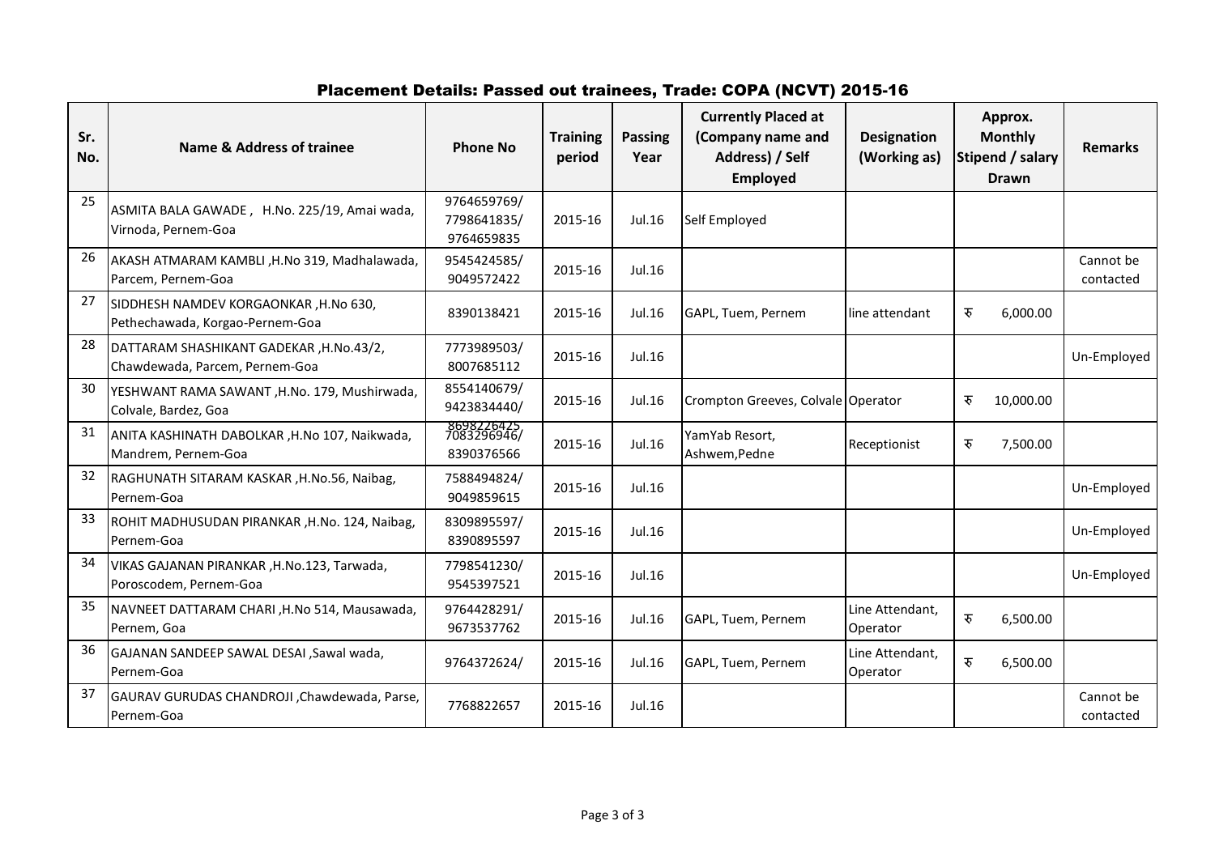## Placement Details: Passed out trainees, Trade: COPA (NCVT) 2015-16

| Sr. No. | Name & Address of trainee | Phone No | Training period | Passing Year | Currently Placed at (Company name and Address) / Self Employed | Designation (Working as) | Approx. Monthly Stipend / salary Drawn | Remarks |
|---|---|---|---|---|---|---|---|---|
| 25 | ASMITA BALA GAWADE , H.No. 225/19, Amai wada, Virnoda, Pernem-Goa | 9764659769/ 7798641835/ 9764659835 | 2015-16 | Jul.16 | Self Employed | | | |
| 26 | AKASH ATMARAM KAMBLI ,H.No 319, Madhalawada, Parcem, Pernem-Goa | 9545424585/ 9049572422 | 2015-16 | Jul.16 | | | | Cannot be contacted |
| 27 | SIDDHESH NAMDEV KORGAONKAR ,H.No 630, Pethechawada, Korgao-Pernem-Goa | 8390138421 | 2015-16 | Jul.16 | GAPL, Tuem, Pernem | line attendant | रु 6,000.00 | |
| 28 | DATTARAM SHASHIKANT GADEKAR ,H.No.43/2, Chawdewada, Parcem, Pernem-Goa | 7773989503/ 8007685112 | 2015-16 | Jul.16 | | | | Un-Employed |
| 30 | YESHWANT RAMA SAWANT ,H.No. 179, Mushirwada, Colvale, Bardez, Goa | 8554140679/ 9423834440/ 8698226425 | 2015-16 | Jul.16 | Crompton Greeves, Colvale | Operator | रु 10,000.00 | |
| 31 | ANITA KASHINATH DABOLKAR ,H.No 107, Naikwada, Mandrem, Pernem-Goa | 7083296946/ 8390376566 | 2015-16 | Jul.16 | YamYab Resort, Ashwem,Pedne | Receptionist | रु 7,500.00 | |
| 32 | RAGHUNATH SITARAM KASKAR ,H.No.56, Naibag, Pernem-Goa | 7588494824/ 9049859615 | 2015-16 | Jul.16 | | | | Un-Employed |
| 33 | ROHIT MADHUSUDAN PIRANKAR ,H.No. 124, Naibag, Pernem-Goa | 8309895597/ 8390895597 | 2015-16 | Jul.16 | | | | Un-Employed |
| 34 | VIKAS GAJANAN PIRANKAR ,H.No.123, Tarwada, Poroscodem, Pernem-Goa | 7798541230/ 9545397521 | 2015-16 | Jul.16 | | | | Un-Employed |
| 35 | NAVNEET DATTARAM CHARI ,H.No 514, Mausawada, Pernem, Goa | 9764428291/ 9673537762 | 2015-16 | Jul.16 | GAPL, Tuem, Pernem | Line Attendant, Operator | रु 6,500.00 | |
| 36 | GAJANAN SANDEEP SAWAL DESAI ,Sawal wada, Pernem-Goa | 9764372624/ | 2015-16 | Jul.16 | GAPL, Tuem, Pernem | Line Attendant, Operator | रु 6,500.00 | |
| 37 | GAURAV GURUDAS CHANDROJI ,Chawdewada, Parse, Pernem-Goa | 7768822657 | 2015-16 | Jul.16 | | | | Cannot be contacted |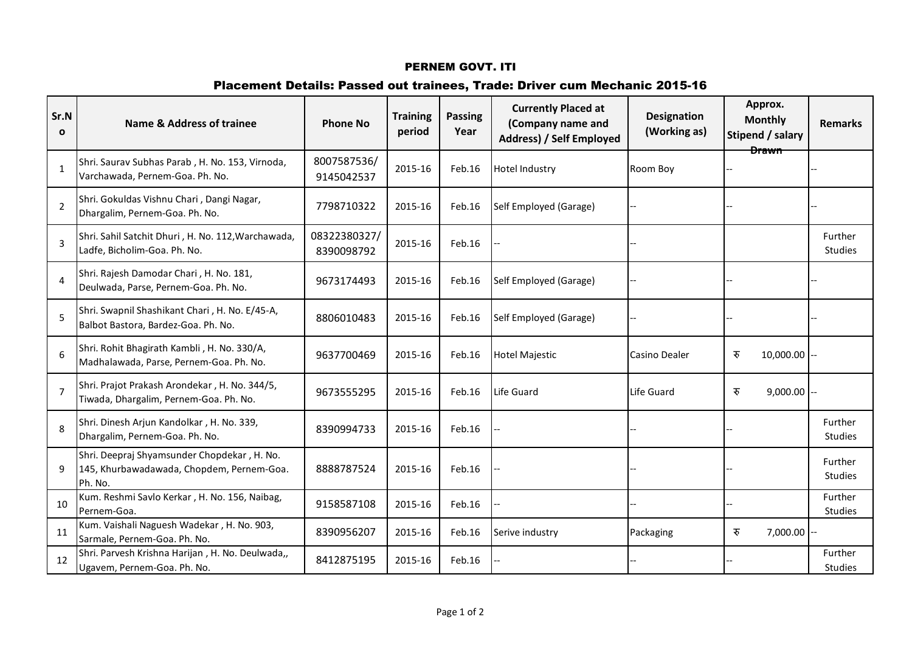# PERNEM GOVT. ITI

## Placement Details: Passed out trainees, Trade: Driver cum Mechanic 2015-16

| Sr.No | Name & Address of trainee | Phone No | Training period | Passing Year | Currently Placed at (Company name and Address) / Self Employed | Designation (Working as) | Approx. Monthly Stipend / salary Drawn | Remarks |
|---|---|---|---|---|---|---|---|---|
| 1 | Shri. Saurav Subhas Parab , H. No. 153, Virnoda, Varchawada, Pernem-Goa. Ph. No. | 8007587536/ 9145042537 | 2015-16 | Feb.16 | Hotel Industry | Room Boy | -- | -- |
| 2 | Shri. Gokuldas Vishnu Chari , Dangi Nagar, Dhargalim, Pernem-Goa. Ph. No. | 7798710322 | 2015-16 | Feb.16 | Self Employed (Garage) | -- | -- | -- |
| 3 | Shri. Sahil Satchit Dhuri , H. No. 112,Warchawada, Ladfe, Bicholim-Goa. Ph. No. | 08322380327/ 8390098792 | 2015-16 | Feb.16 | -- | -- | | Further Studies |
| 4 | Shri. Rajesh Damodar Chari , H. No. 181, Deulwada, Parse, Pernem-Goa. Ph. No. | 9673174493 | 2015-16 | Feb.16 | Self Employed (Garage) | -- | -- | -- |
| 5 | Shri. Swapnil Shashikant Chari , H. No. E/45-A, Balbot Bastora, Bardez-Goa. Ph. No. | 8806010483 | 2015-16 | Feb.16 | Self Employed (Garage) | -- | -- | -- |
| 6 | Shri. Rohit Bhagirath Kambli , H. No. 330/A, Madhalawada, Parse, Pernem-Goa. Ph. No. | 9637700469 | 2015-16 | Feb.16 | Hotel Majestic | Casino Dealer | रु 10,000.00 | -- |
| 7 | Shri. Prajot Prakash Arondekar , H. No. 344/5, Tiwada, Dhargalim, Pernem-Goa. Ph. No. | 9673555295 | 2015-16 | Feb.16 | Life Guard | Life Guard | रु 9,000.00 | -- |
| 8 | Shri. Dinesh Arjun Kandolkar , H. No. 339, Dhargalim, Pernem-Goa. Ph. No. | 8390994733 | 2015-16 | Feb.16 | -- | -- | -- | Further Studies |
| 9 | Shri. Deepraj Shyamsunder Chopdekar , H. No. 145, Khurbawadawada, Chopdem, Pernem-Goa. Ph. No. | 8888787524 | 2015-16 | Feb.16 | -- | -- | -- | Further Studies |
| 10 | Kum. Reshmi Savlo Kerkar , H. No. 156, Naibag, Pernem-Goa. | 9158587108 | 2015-16 | Feb.16 | -- | -- | -- | Further Studies |
| 11 | Kum. Vaishali Naguesh Wadekar , H. No. 903, Sarmale, Pernem-Goa. Ph. No. | 8390956207 | 2015-16 | Feb.16 | Serive industry | Packaging | रु 7,000.00 | -- |
| 12 | Shri. Parvesh Krishna Harijan , H. No. Deulwada,, Ugavem, Pernem-Goa. Ph. No. | 8412875195 | 2015-16 | Feb.16 | -- | -- | -- | Further Studies |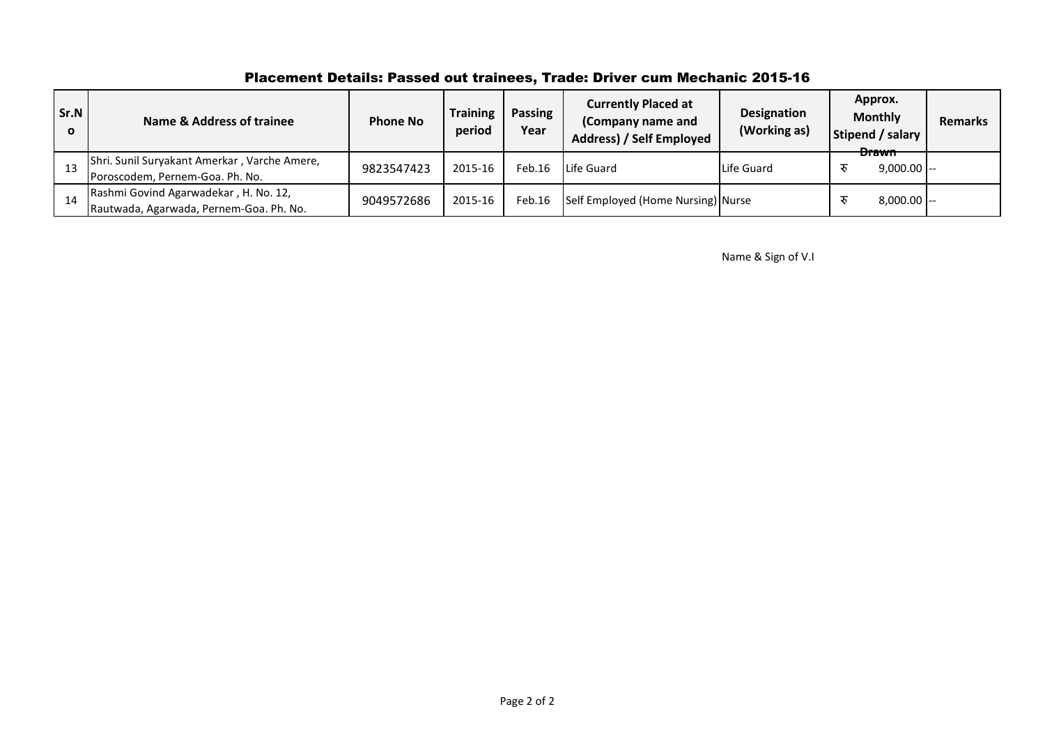## Placement Details: Passed out trainees, Trade: Driver cum Mechanic 2015-16

| Sr.No | Name & Address of trainee | Phone No | Training period | Passing Year | Currently Placed at (Company name and Address) / Self Employed | Designation (Working as) | Approx. Monthly Stipend / salary Drawn | Remarks |
|---|---|---|---|---|---|---|---|---|
| 13 | Shri. Sunil Suryakant Amerkar , Varche Amere, Poroscodem, Pernem-Goa. Ph. No. | 9823547423 | 2015-16 | Feb.16 | Life Guard | Life Guard | रु 9,000.00 | -- |
| 14 | Rashmi Govind Agarwadekar , H. No. 12, Rautwada, Agarwada, Pernem-Goa. Ph. No. | 9049572686 | 2015-16 | Feb.16 | Self Employed (Home Nursing) | Nurse | रु 8,000.00 | -- |

Name & Sign of V.I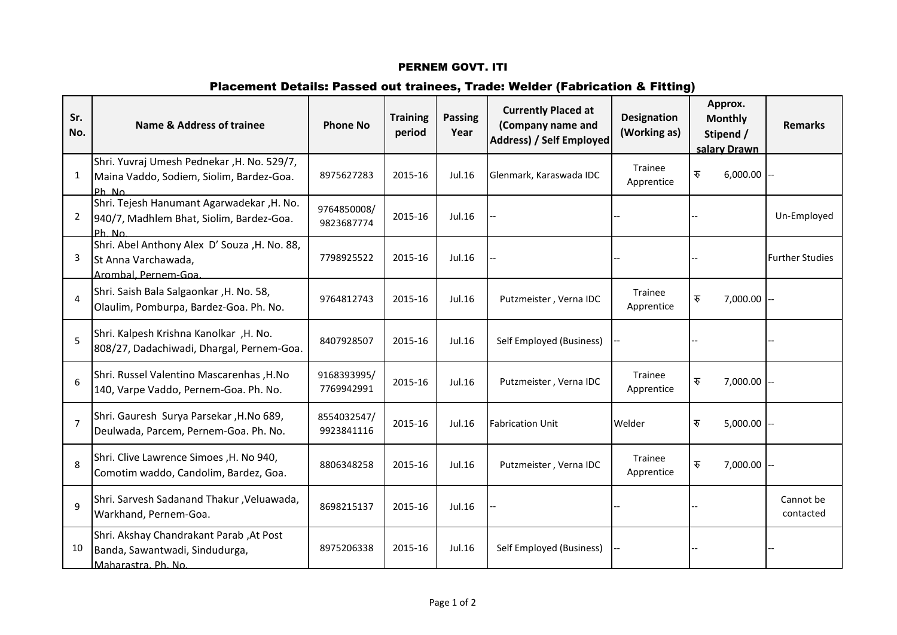## PERNEM GOVT. ITI

### Placement Details: Passed out trainees, Trade: Welder (Fabrication & Fitting)

| Sr. No. | Name & Address of trainee | Phone No | Training period | Passing Year | Currently Placed at (Company name and Address) / Self Employed | Designation (Working as) | Approx. Monthly Stipend / salary Drawn | Remarks |
|---|---|---|---|---|---|---|---|---|
| 1 | Shri. Yuvraj Umesh Pednekar ,H. No. 529/7, Maina Vaddo, Sodiem, Siolim, Bardez-Goa. Ph. No. | 8975627283 | 2015-16 | Jul.16 | Glenmark, Karaswada IDC | Trainee Apprentice | रु 6,000.00 | -- |
| 2 | Shri. Tejesh Hanumant Agarwadekar ,H. No. 940/7, Madhlem Bhat, Siolim, Bardez-Goa. Ph. No. | 9764850008/ 9823687774 | 2015-16 | Jul.16 | -- | -- | -- | Un-Employed |
| 3 | Shri. Abel Anthony Alex D' Souza ,H. No. 88, St Anna Varchawada, Arombal, Pernem-Goa. | 7798925522 | 2015-16 | Jul.16 | -- | -- | -- | Further Studies |
| 4 | Shri. Saish Bala Salgaonkar ,H. No. 58, Olaulim, Pomburpa, Bardez-Goa. Ph. No. | 9764812743 | 2015-16 | Jul.16 | Putzmeister , Verna IDC | Trainee Apprentice | रु 7,000.00 | -- |
| 5 | Shri. Kalpesh Krishna Kanolkar ,H. No. 808/27, Dadachiwadi, Dhargal, Pernem-Goa. | 8407928507 | 2015-16 | Jul.16 | Self Employed (Business) | -- | -- | -- |
| 6 | Shri. Russel Valentino Mascarenhas ,H.No 140, Varpe Vaddo, Pernem-Goa. Ph. No. | 9168393995/ 7769942991 | 2015-16 | Jul.16 | Putzmeister , Verna IDC | Trainee Apprentice | रु 7,000.00 | -- |
| 7 | Shri. Gauresh Surya Parsekar ,H.No 689, Deulwada, Parcem, Pernem-Goa. Ph. No. | 8554032547/ 9923841116 | 2015-16 | Jul.16 | Fabrication Unit | Welder | रु 5,000.00 | -- |
| 8 | Shri. Clive Lawrence Simoes ,H. No 940, Comotim waddo, Candolim, Bardez, Goa. | 8806348258 | 2015-16 | Jul.16 | Putzmeister , Verna IDC | Trainee Apprentice | रु 7,000.00 | -- |
| 9 | Shri. Sarvesh Sadanand Thakur ,Veluawada, Warkhand, Pernem-Goa. | 8698215137 | 2015-16 | Jul.16 | -- | -- | -- | Cannot be contacted |
| 10 | Shri. Akshay Chandrakant Parab ,At Post Banda, Sawantwadi, Sindudurga, Maharastra. Ph. No. | 8975206338 | 2015-16 | Jul.16 | Self Employed (Business) | -- | -- | -- |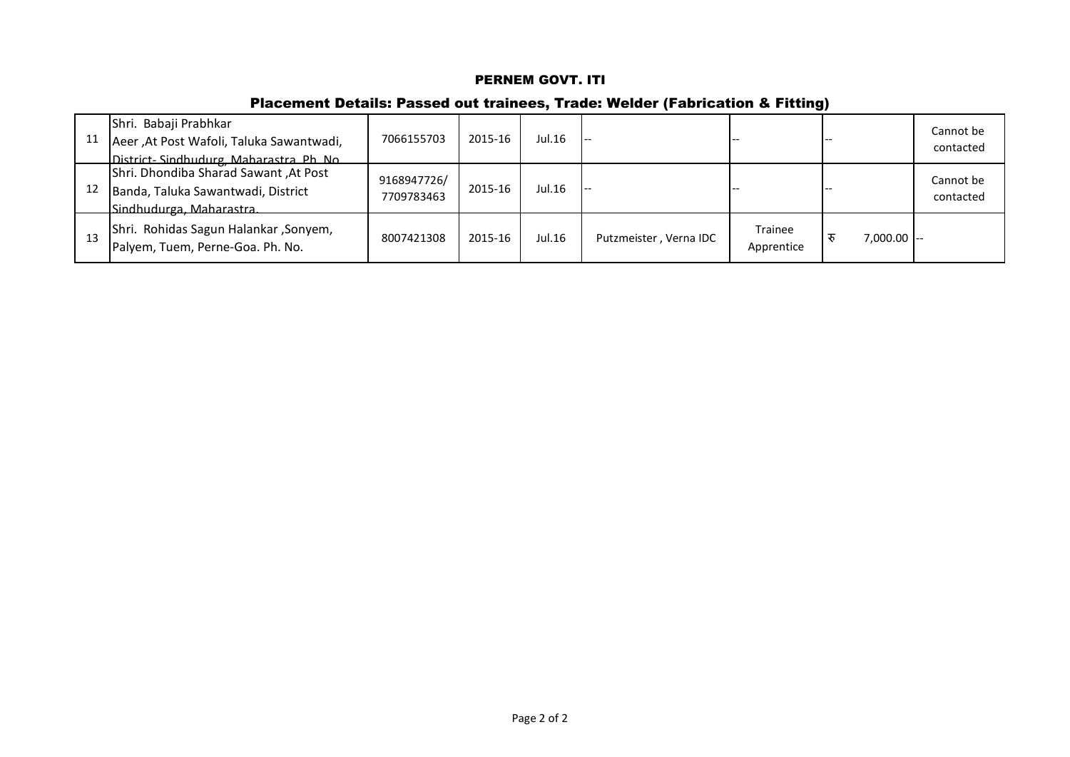# PERNEM GOVT. ITI

## Placement Details: Passed out trainees, Trade: Welder (Fabrication & Fitting)

| | | | | | | | | |
|---|---|---|---|---|---|---|---|---|
| 11 | Shri. Babaji Prabhkar Aeer ,At Post Wafoli, Taluka Sawantwadi, District- Sindhudurg, Maharastra. Ph. No. | 7066155703 | 2015-16 | Jul.16 | -- | -- | -- | Cannot be contacted |
| 12 | Shri. Dhondiba Sharad Sawant ,At Post Banda, Taluka Sawantwadi, District Sindhudurga, Maharastra. | 9168947726/ 7709783463 | 2015-16 | Jul.16 | -- | -- | -- | Cannot be contacted |
| 13 | Shri. Rohidas Sagun Halankar ,Sonyem, Palyem, Tuem, Perne-Goa. Ph. No. | 8007421308 | 2015-16 | Jul.16 | Putzmeister , Verna IDC | Trainee Apprentice | रु 7,000.00 | -- |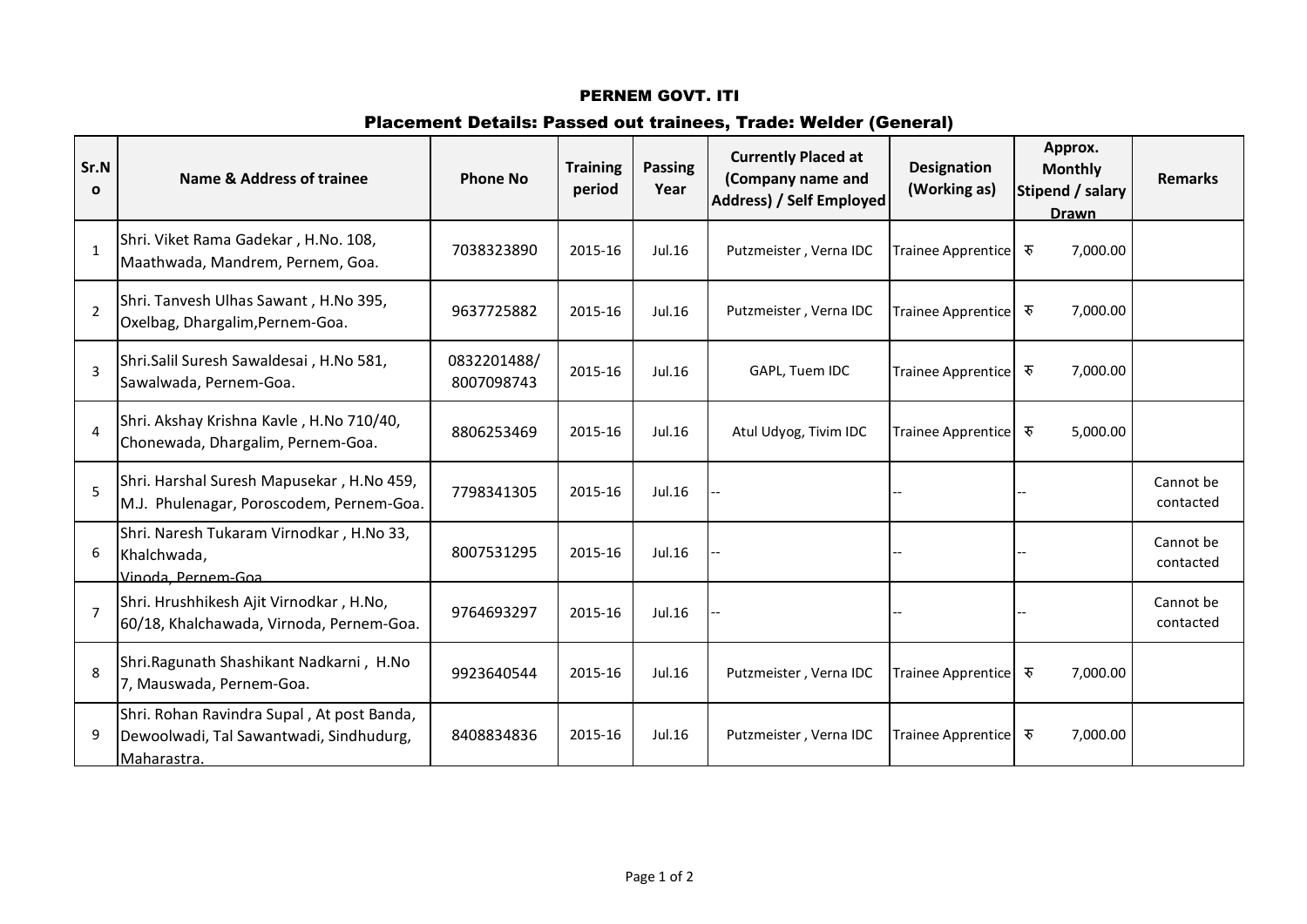## PERNEM GOVT. ITI

### Placement Details: Passed out trainees, Trade: Welder (General)

| Sr.No | Name & Address of trainee | Phone No | Training period | Passing Year | Currently Placed at (Company name and Address) / Self Employed | Designation (Working as) | Approx. Monthly Stipend / salary Drawn | Remarks |
|---|---|---|---|---|---|---|---|---|
| 1 | Shri. Viket Rama Gadekar , H.No. 108, Maathwada, Mandrem, Pernem, Goa. | 7038323890 | 2015-16 | Jul.16 | Putzmeister , Verna IDC | Trainee Apprentice | रु 7,000.00 | |
| 2 | Shri. Tanvesh Ulhas Sawant , H.No 395, Oxelbag, Dhargalim,Pernem-Goa. | 9637725882 | 2015-16 | Jul.16 | Putzmeister , Verna IDC | Trainee Apprentice | रु 7,000.00 | |
| 3 | Shri.Salil Suresh Sawaldesai , H.No 581, Sawalwada, Pernem-Goa. | 0832201488/ 8007098743 | 2015-16 | Jul.16 | GAPL, Tuem IDC | Trainee Apprentice | रु 7,000.00 | |
| 4 | Shri. Akshay Krishna Kavle , H.No 710/40, Chonewada, Dhargalim, Pernem-Goa. | 8806253469 | 2015-16 | Jul.16 | Atul Udyog, Tivim IDC | Trainee Apprentice | रु 5,000.00 | |
| 5 | Shri. Harshal Suresh Mapusekar , H.No 459, M.J. Phulenagar, Poroscodem, Pernem-Goa. | 7798341305 | 2015-16 | Jul.16 | -- | -- | -- | Cannot be contacted |
| 6 | Shri. Naresh Tukaram Virnodkar , H.No 33, Khalchwada, Vinoda, Pernem-Goa | 8007531295 | 2015-16 | Jul.16 | -- | -- | -- | Cannot be contacted |
| 7 | Shri. Hrushhikesh Ajit Virnodkar , H.No, 60/18, Khalchawada, Virnoda, Pernem-Goa. | 9764693297 | 2015-16 | Jul.16 | -- | -- | -- | Cannot be contacted |
| 8 | Shri.Ragunath Shashikant Nadkarni , H.No 7, Mauswada, Pernem-Goa. | 9923640544 | 2015-16 | Jul.16 | Putzmeister , Verna IDC | Trainee Apprentice | रु 7,000.00 | |
| 9 | Shri. Rohan Ravindra Supal , At post Banda, Dewoolwadi, Tal Sawantwadi, Sindhudurg, Maharastra. | 8408834836 | 2015-16 | Jul.16 | Putzmeister , Verna IDC | Trainee Apprentice | रु 7,000.00 | |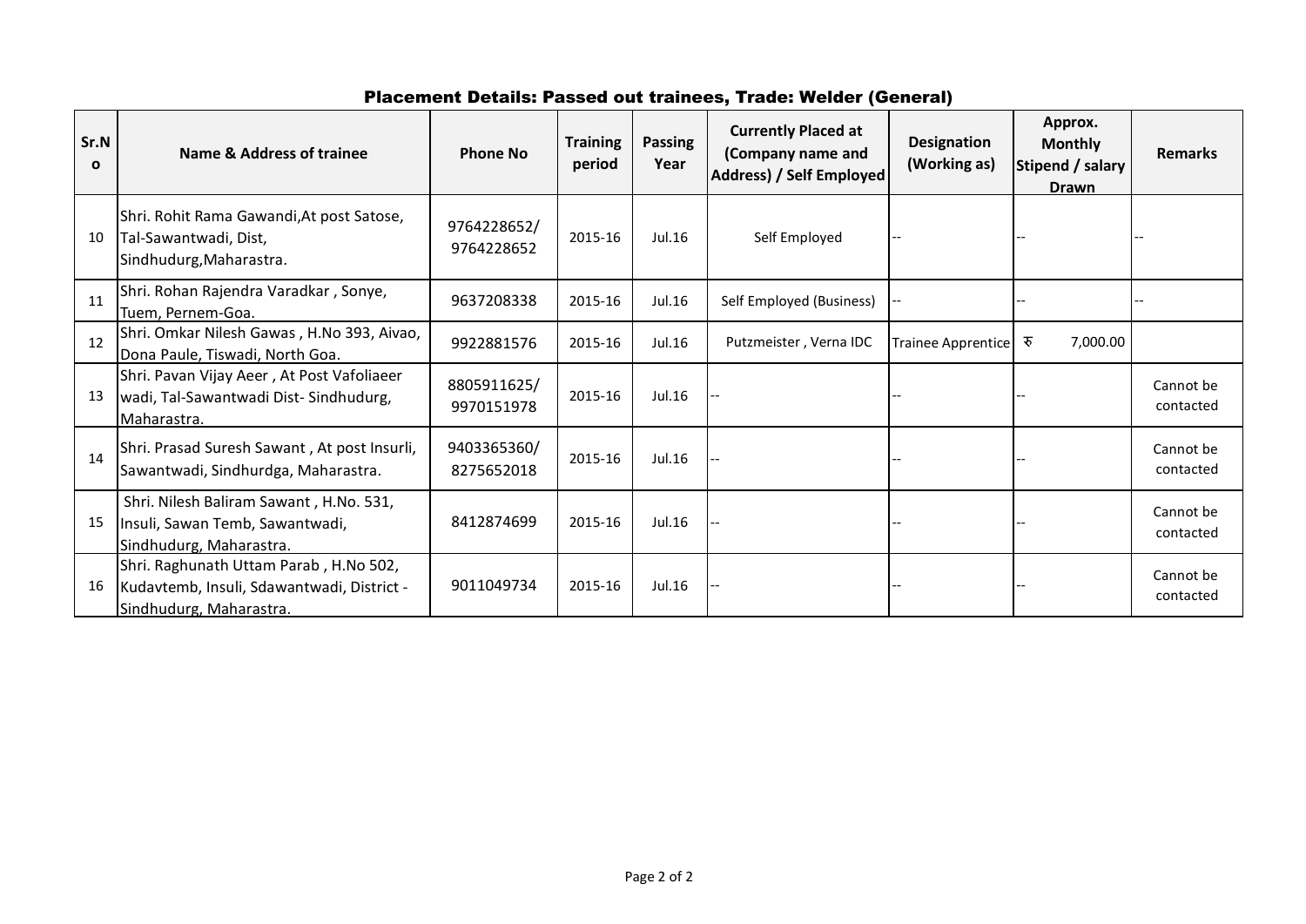## Placement Details: Passed out trainees, Trade: Welder (General)

| Sr.No | Name & Address of trainee | Phone No | Training period | Passing Year | Currently Placed at (Company name and Address) / Self Employed | Designation (Working as) | Approx. Monthly Stipend / salary Drawn | Remarks |
|---|---|---|---|---|---|---|---|---|
| 10 | Shri. Rohit Rama Gawandi,At post Satose, Tal-Sawantwadi, Dist, Sindhudurg,Maharastra. | 9764228652/ 9764228652 | 2015-16 | Jul.16 | Self Employed | -- | -- | -- |
| 11 | Shri. Rohan Rajendra Varadkar , Sonye, Tuem, Pernem-Goa. | 9637208338 | 2015-16 | Jul.16 | Self Employed (Business) | -- | -- | -- |
| 12 | Shri. Omkar Nilesh Gawas , H.No 393, Aivao, Dona Paule, Tiswadi, North Goa. | 9922881576 | 2015-16 | Jul.16 | Putzmeister , Verna IDC | Trainee Apprentice | रु 7,000.00 | |
| 13 | Shri. Pavan Vijay Aeer , At Post Vafoliaeer wadi, Tal-Sawantwadi Dist- Sindhudurg, Maharastra. | 8805911625/ 9970151978 | 2015-16 | Jul.16 | -- | -- | -- | Cannot be contacted |
| 14 | Shri. Prasad Suresh Sawant , At post Insurli, Sawantwadi, Sindhurdga, Maharastra. | 9403365360/ 8275652018 | 2015-16 | Jul.16 | -- | -- | -- | Cannot be contacted |
| 15 | Shri. Nilesh Baliram Sawant , H.No. 531, Insuli, Sawan Temb, Sawantwadi, Sindhudurg, Maharastra. | 8412874699 | 2015-16 | Jul.16 | -- | -- | -- | Cannot be contacted |
| 16 | Shri. Raghunath Uttam Parab , H.No 502, Kudavtemb, Insuli, Sdawantwadi, District - Sindhudurg, Maharastra. | 9011049734 | 2015-16 | Jul.16 | -- | -- | -- | Cannot be contacted |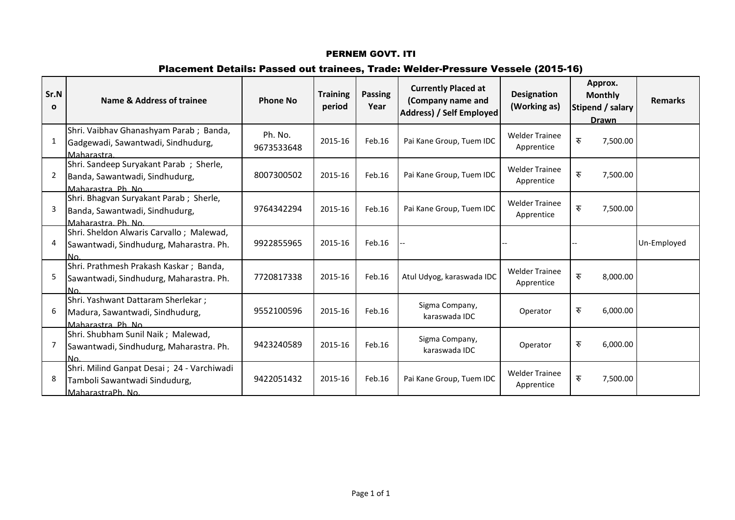# PERNEM GOVT. ITI

## Placement Details: Passed out trainees, Trade: Welder-Pressure Vessele (2015-16)

| Sr.No | Name & Address of trainee | Phone No | Training period | Passing Year | Currently Placed at (Company name and Address) / Self Employed | Designation (Working as) | Approx. Monthly Stipend / salary Drawn | Remarks |
|---|---|---|---|---|---|---|---|---|
| 1 | Shri. Vaibhav Ghanashyam Parab ; Banda, Gadgewadi, Sawantwadi, Sindhudurg, Maharastra. | Ph. No. 9673533648 | 2015-16 | Feb.16 | Pai Kane Group, Tuem IDC | Welder Trainee Apprentice | रु 7,500.00 | |
| 2 | Shri. Sandeep Suryakant Parab ; Sherle, Banda, Sawantwadi, Sindhudurg, Maharastra. Ph. No. | 8007300502 | 2015-16 | Feb.16 | Pai Kane Group, Tuem IDC | Welder Trainee Apprentice | रु 7,500.00 | |
| 3 | Shri. Bhagvan Suryakant Parab ; Sherle, Banda, Sawantwadi, Sindhudurg, Maharastra. Ph. No. | 9764342294 | 2015-16 | Feb.16 | Pai Kane Group, Tuem IDC | Welder Trainee Apprentice | रु 7,500.00 | |
| 4 | Shri. Sheldon Alwaris Carvallo ; Malewad, Sawantwadi, Sindhudurg, Maharastra. Ph. No. | 9922855965 | 2015-16 | Feb.16 | -- | -- | -- | Un-Employed |
| 5 | Shri. Prathmesh Prakash Kaskar ; Banda, Sawantwadi, Sindhudurg, Maharastra. Ph. No. | 7720817338 | 2015-16 | Feb.16 | Atul Udyog, karaswada IDC | Welder Trainee Apprentice | रु 8,000.00 | |
| 6 | Shri. Yashwant Dattaram Sherlekar ; Madura, Sawantwadi, Sindhudurg, Maharastra. Ph. No. | 9552100596 | 2015-16 | Feb.16 | Sigma Company, karaswada IDC | Operator | रु 6,000.00 | |
| 7 | Shri. Shubham Sunil Naik ; Malewad, Sawantwadi, Sindhudurg, Maharastra. Ph. No. | 9423240589 | 2015-16 | Feb.16 | Sigma Company, karaswada IDC | Operator | रु 6,000.00 | |
| 8 | Shri. Milind Ganpat Desai ; 24 - Varchiwadi Tamboli Sawantwadi Sindudurg, MaharastraPh. No. | 9422051432 | 2015-16 | Feb.16 | Pai Kane Group, Tuem IDC | Welder Trainee Apprentice | रु 7,500.00 | |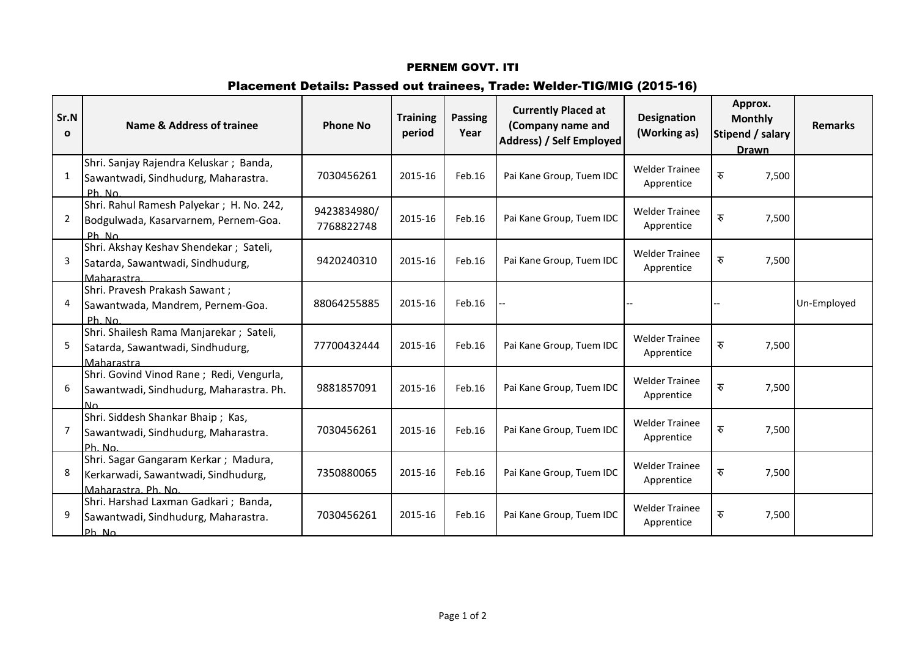# PERNEM GOVT. ITI

## Placement Details: Passed out trainees, Trade: Welder-TIG/MIG (2015-16)

| Sr.No | Name & Address of trainee | Phone No | Training period | Passing Year | Currently Placed at (Company name and Address) / Self Employed | Designation (Working as) | Approx. Monthly Stipend / salary Drawn | Remarks |
|---|---|---|---|---|---|---|---|---|
| 1 | Shri. Sanjay Rajendra Keluskar ; Banda, Sawantwadi, Sindhudurg, Maharastra. Ph. No. | 7030456261 | 2015-16 | Feb.16 | Pai Kane Group, Tuem IDC | Welder Trainee Apprentice | रु 7,500 | |
| 2 | Shri. Rahul Ramesh Palyekar ; H. No. 242, Bodgulwada, Kasarvarnem, Pernem-Goa. Ph. No. | 9423834980/ 7768822748 | 2015-16 | Feb.16 | Pai Kane Group, Tuem IDC | Welder Trainee Apprentice | रु 7,500 | |
| 3 | Shri. Akshay Keshav Shendekar ; Sateli, Satarda, Sawantwadi, Sindhudurg, Maharastra. | 9420240310 | 2015-16 | Feb.16 | Pai Kane Group, Tuem IDC | Welder Trainee Apprentice | रु 7,500 | |
| 4 | Shri. Pravesh Prakash Sawant ; Sawantwada, Mandrem, Pernem-Goa. Ph. No. | 88064255885 | 2015-16 | Feb.16 | -- | -- | -- | Un-Employed |
| 5 | Shri. Shailesh Rama Manjarekar ; Sateli, Satarda, Sawantwadi, Sindhudurg, Maharastra | 77700432444 | 2015-16 | Feb.16 | Pai Kane Group, Tuem IDC | Welder Trainee Apprentice | रु 7,500 | |
| 6 | Shri. Govind Vinod Rane ; Redi, Vengurla, Sawantwadi, Sindhudurg, Maharastra. Ph. No. | 9881857091 | 2015-16 | Feb.16 | Pai Kane Group, Tuem IDC | Welder Trainee Apprentice | रु 7,500 | |
| 7 | Shri. Siddesh Shankar Bhaip ; Kas, Sawantwadi, Sindhudurg, Maharastra. Ph. No. | 7030456261 | 2015-16 | Feb.16 | Pai Kane Group, Tuem IDC | Welder Trainee Apprentice | रु 7,500 | |
| 8 | Shri. Sagar Gangaram Kerkar ; Madura, Kerkarwadi, Sawantwadi, Sindhudurg, Maharastra. Ph. No. | 7350880065 | 2015-16 | Feb.16 | Pai Kane Group, Tuem IDC | Welder Trainee Apprentice | रु 7,500 | |
| 9 | Shri. Harshad Laxman Gadkari ; Banda, Sawantwadi, Sindhudurg, Maharastra. Ph. No. | 7030456261 | 2015-16 | Feb.16 | Pai Kane Group, Tuem IDC | Welder Trainee Apprentice | रु 7,500 | |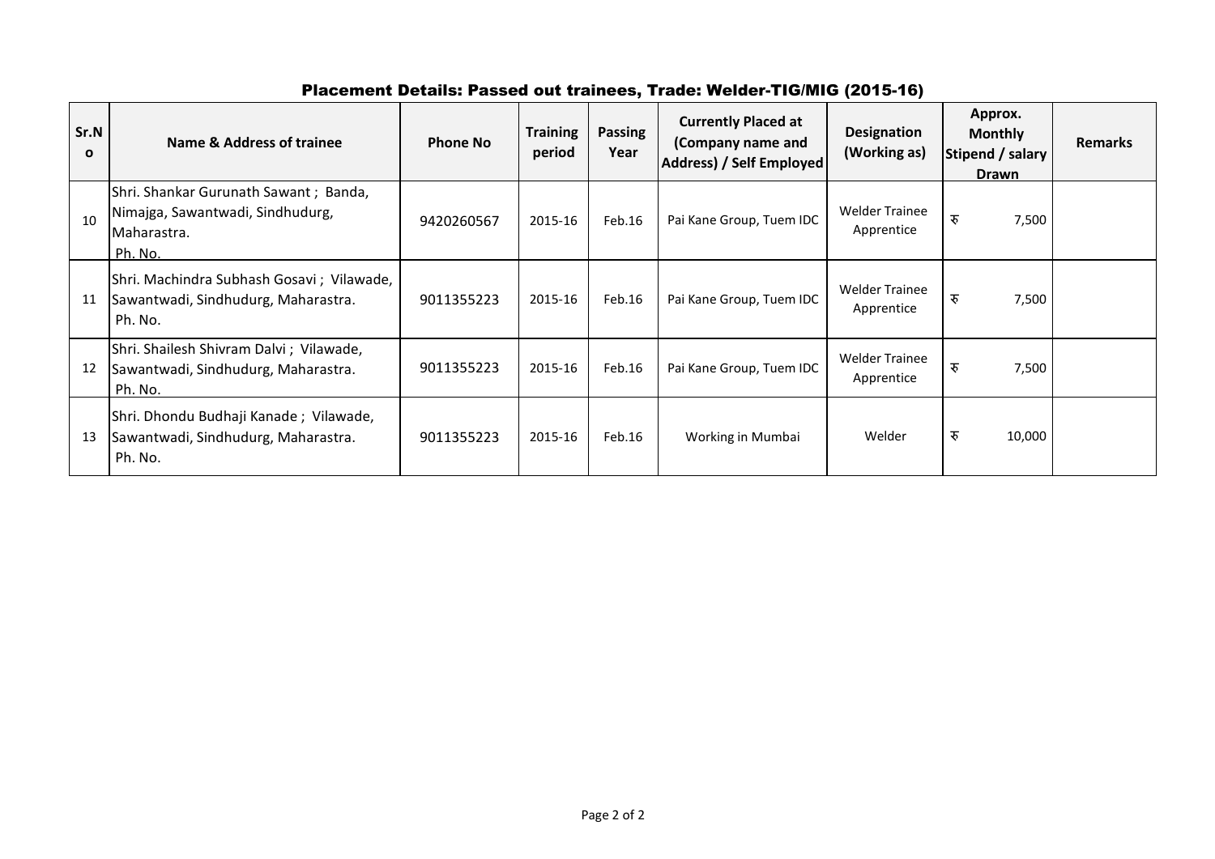## Placement Details: Passed out trainees, Trade: Welder-TIG/MIG (2015-16)

| Sr.No | Name & Address of trainee | Phone No | Training period | Passing Year | Currently Placed at (Company name and Address) / Self Employed | Designation (Working as) | Approx. Monthly Stipend / salary Drawn | Remarks |
|---|---|---|---|---|---|---|---|---|
| 10 | Shri. Shankar Gurunath Sawant ; Banda, Nimajga, Sawantwadi, Sindhudurg, Maharastra. Ph. No. | 9420260567 | 2015-16 | Feb.16 | Pai Kane Group, Tuem IDC | Welder Trainee Apprentice | रु 7,500 | |
| 11 | Shri. Machindra Subhash Gosavi ; Vilawade, Sawantwadi, Sindhudurg, Maharastra. Ph. No. | 9011355223 | 2015-16 | Feb.16 | Pai Kane Group, Tuem IDC | Welder Trainee Apprentice | रु 7,500 | |
| 12 | Shri. Shailesh Shivram Dalvi ; Vilawade, Sawantwadi, Sindhudurg, Maharastra. Ph. No. | 9011355223 | 2015-16 | Feb.16 | Pai Kane Group, Tuem IDC | Welder Trainee Apprentice | रु 7,500 | |
| 13 | Shri. Dhondu Budhaji Kanade ; Vilawade, Sawantwadi, Sindhudurg, Maharastra. Ph. No. | 9011355223 | 2015-16 | Feb.16 | Working in Mumbai | Welder | रु 10,000 | |